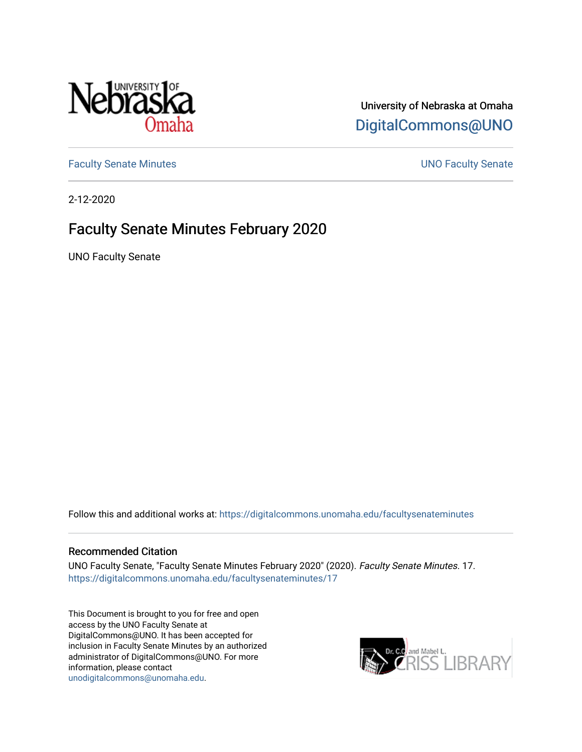University of Nebraska at Omaha

DigitalCommons@UNO

Faculty Senate Minutes

UNO Faculty Senate

2-12-2020

# Faculty Senate Minutes February 2020

UNO Faculty Senate

Follow this and additional works at: https://digitalcommons.unomaha.edu/facultysenateminutes

## Recommended Citation

UNO Faculty Senate, "Faculty Senate Minutes February 2020" (2020). *Faculty Senate Minutes*. 17.
https://digitalcommons.unomaha.edu/facultysenateminutes/17

This Document is brought to you for free and open access by the UNO Faculty Senate at DigitalCommons@UNO. It has been accepted for inclusion in Faculty Senate Minutes by an authorized administrator of DigitalCommons@UNO. For more information, please contact unodigitalcommons@unomaha.edu.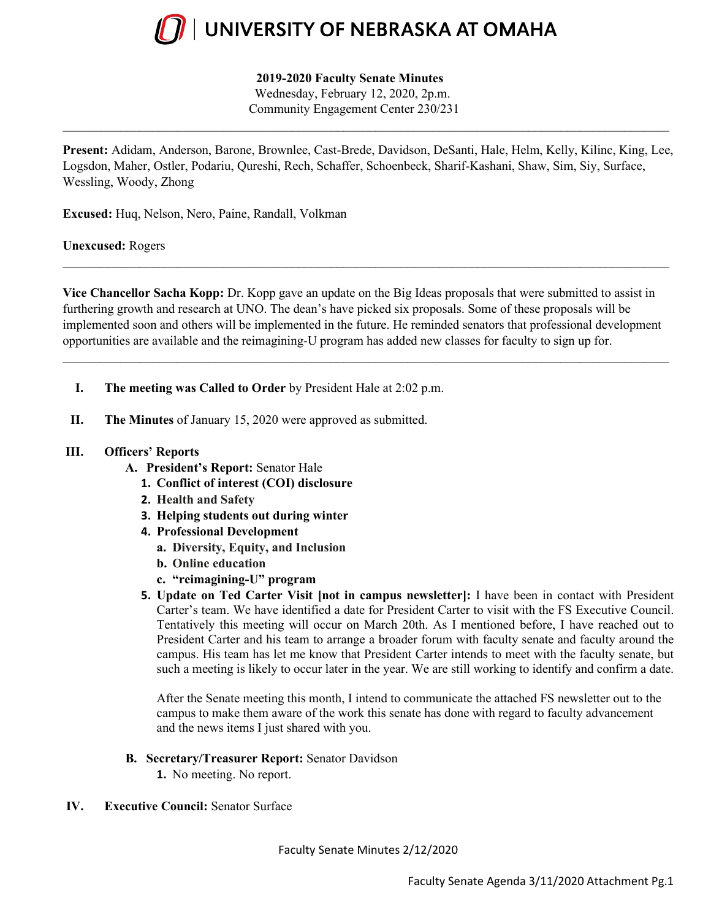# UNIVERSITY OF NEBRASKA AT OMAHA

**2019-2020 Faculty Senate Minutes**
Wednesday, February 12, 2020, 2p.m.
Community Engagement Center 230/231

---

**Present:** Adidam, Anderson, Barone, Brownlee, Cast-Brede, Davidson, DeSanti, Hale, Helm, Kelly, Kilinc, King, Lee, Logsdon, Maher, Ostler, Podariu, Qureshi, Rech, Schaffer, Schoenbeck, Sharif-Kashani, Shaw, Sim, Siy, Surface, Wessling, Woody, Zhong

**Excused:** Huq, Nelson, Nero, Paine, Randall, Volkman

**Unexcused:** Rogers

---

**Vice Chancellor Sacha Kopp:** Dr. Kopp gave an update on the Big Ideas proposals that were submitted to assist in furthering growth and research at UNO. The dean's have picked six proposals. Some of these proposals will be implemented soon and others will be implemented in the future. He reminded senators that professional development opportunities are available and the reimagining-U program has added new classes for faculty to sign up for.

---

I. **The meeting was Called to Order** by President Hale at 2:02 p.m.

II. **The Minutes** of January 15, 2020 were approved as submitted.

III. **Officers' Reports**
   A. **President's Report:** Senator Hale
      1. **Conflict of interest (COI) disclosure**
      2. **Health and Safety**
      3. **Helping students out during winter**
      4. **Professional Development**
         a. **Diversity, Equity, and Inclusion**
         b. **Online education**
         c. **"reimagining-U" program**
      5. **Update on Ted Carter Visit [not in campus newsletter]:** I have been in contact with President Carter's team. We have identified a date for President Carter to visit with the FS Executive Council. Tentatively this meeting will occur on March 20th. As I mentioned before, I have reached out to President Carter and his team to arrange a broader forum with faculty senate and faculty around the campus. His team has let me know that President Carter intends to meet with the faculty senate, but such a meeting is likely to occur later in the year. We are still working to identify and confirm a date.

         After the Senate meeting this month, I intend to communicate the attached FS newsletter out to the campus to make them aware of the work this senate has done with regard to faculty advancement and the news items I just shared with you.

   B. **Secretary/Treasurer Report:** Senator Davidson
      1. No meeting. No report.

IV. **Executive Council:** Senator Surface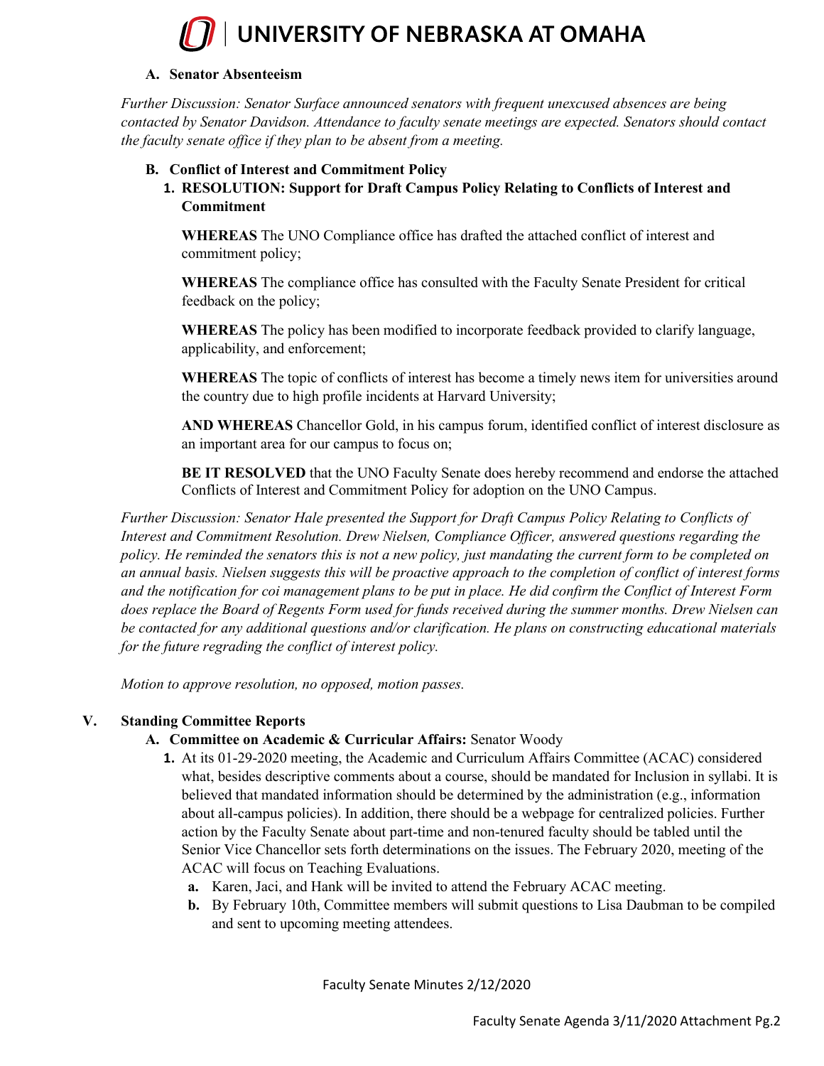### A. Senator Absenteeism

*Further Discussion: Senator Surface announced senators with frequent unexcused absences are being contacted by Senator Davidson. Attendance to faculty senate meetings are expected. Senators should contact the faculty senate office if they plan to be absent from a meeting.*

### B. Conflict of Interest and Commitment Policy

1. **RESOLUTION: Support for Draft Campus Policy Relating to Conflicts of Interest and Commitment**

   **WHEREAS** The UNO Compliance office has drafted the attached conflict of interest and commitment policy;

   **WHEREAS** The compliance office has consulted with the Faculty Senate President for critical feedback on the policy;

   **WHEREAS** The policy has been modified to incorporate feedback provided to clarify language, applicability, and enforcement;

   **WHEREAS** The topic of conflicts of interest has become a timely news item for universities around the country due to high profile incidents at Harvard University;

   **AND WHEREAS** Chancellor Gold, in his campus forum, identified conflict of interest disclosure as an important area for our campus to focus on;

   **BE IT RESOLVED** that the UNO Faculty Senate does hereby recommend and endorse the attached Conflicts of Interest and Commitment Policy for adoption on the UNO Campus.

*Further Discussion: Senator Hale presented the Support for Draft Campus Policy Relating to Conflicts of Interest and Commitment Resolution. Drew Nielsen, Compliance Officer, answered questions regarding the policy. He reminded the senators this is not a new policy, just mandating the current form to be completed on an annual basis. Nielsen suggests this will be proactive approach to the completion of conflict of interest forms and the notification for coi management plans to be put in place. He did confirm the Conflict of Interest Form does replace the Board of Regents Form used for funds received during the summer months. Drew Nielsen can be contacted for any additional questions and/or clarification. He plans on constructing educational materials for the future regrading the conflict of interest policy.*

*Motion to approve resolution, no opposed, motion passes.*

## V. Standing Committee Reports

### A. Committee on Academic & Curricular Affairs: Senator Woody

1. At its 01-29-2020 meeting, the Academic and Curriculum Affairs Committee (ACAC) considered what, besides descriptive comments about a course, should be mandated for Inclusion in syllabi. It is believed that mandated information should be determined by the administration (e.g., information about all-campus policies). In addition, there should be a webpage for centralized policies. Further action by the Faculty Senate about part-time and non-tenured faculty should be tabled until the Senior Vice Chancellor sets forth determinations on the issues. The February 2020, meeting of the ACAC will focus on Teaching Evaluations.
   a. Karen, Jaci, and Hank will be invited to attend the February ACAC meeting.
   b. By February 10th, Committee members will submit questions to Lisa Daubman to be compiled and sent to upcoming meeting attendees.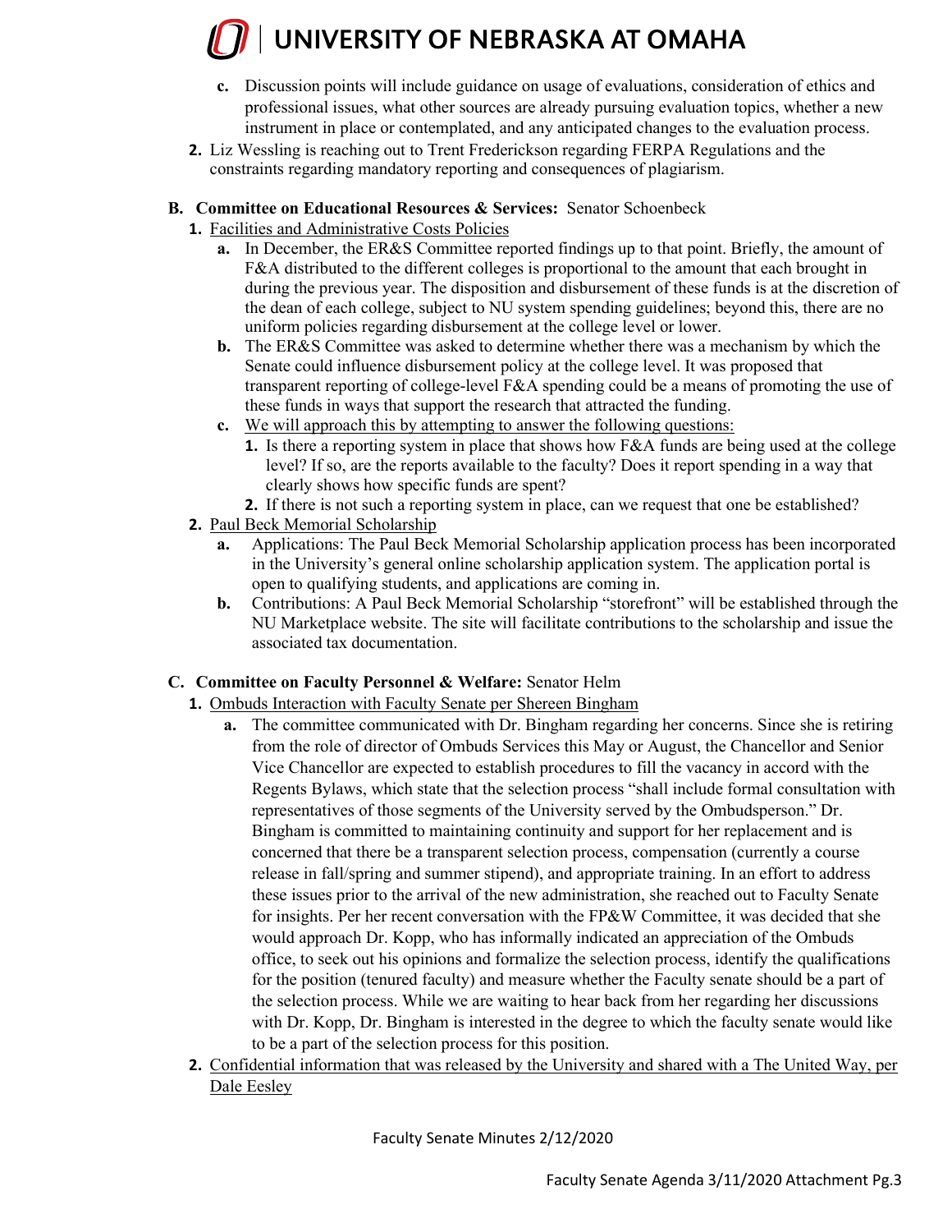c. Discussion points will include guidance on usage of evaluations, consideration of ethics and professional issues, what other sources are already pursuing evaluation topics, whether a new instrument in place or contemplated, and any anticipated changes to the evaluation process.

2. Liz Wessling is reaching out to Trent Frederickson regarding FERPA Regulations and the constraints regarding mandatory reporting and consequences of plagiarism.

**B. Committee on Educational Resources & Services:** Senator Schoenbeck

1. Facilities and Administrative Costs Policies
   - a. In December, the ER&S Committee reported findings up to that point. Briefly, the amount of F&A distributed to the different colleges is proportional to the amount that each brought in during the previous year. The disposition and disbursement of these funds is at the discretion of the dean of each college, subject to NU system spending guidelines; beyond this, there are no uniform policies regarding disbursement at the college level or lower.
   - b. The ER&S Committee was asked to determine whether there was a mechanism by which the Senate could influence disbursement policy at the college level. It was proposed that transparent reporting of college-level F&A spending could be a means of promoting the use of these funds in ways that support the research that attracted the funding.
   - c. We will approach this by attempting to answer the following questions:
     1. Is there a reporting system in place that shows how F&A funds are being used at the college level? If so, are the reports available to the faculty? Does it report spending in a way that clearly shows how specific funds are spent?
     2. If there is not such a reporting system in place, can we request that one be established?
2. Paul Beck Memorial Scholarship
   - a. Applications: The Paul Beck Memorial Scholarship application process has been incorporated in the University's general online scholarship application system. The application portal is open to qualifying students, and applications are coming in.
   - b. Contributions: A Paul Beck Memorial Scholarship "storefront" will be established through the NU Marketplace website. The site will facilitate contributions to the scholarship and issue the associated tax documentation.

**C. Committee on Faculty Personnel & Welfare:** Senator Helm

1. Ombuds Interaction with Faculty Senate per Shereen Bingham
   - a. The committee communicated with Dr. Bingham regarding her concerns. Since she is retiring from the role of director of Ombuds Services this May or August, the Chancellor and Senior Vice Chancellor are expected to establish procedures to fill the vacancy in accord with the Regents Bylaws, which state that the selection process "shall include formal consultation with representatives of those segments of the University served by the Ombudsperson." Dr. Bingham is committed to maintaining continuity and support for her replacement and is concerned that there be a transparent selection process, compensation (currently a course release in fall/spring and summer stipend), and appropriate training. In an effort to address these issues prior to the arrival of the new administration, she reached out to Faculty Senate for insights. Per her recent conversation with the FP&W Committee, it was decided that she would approach Dr. Kopp, who has informally indicated an appreciation of the Ombuds office, to seek out his opinions and formalize the selection process, identify the qualifications for the position (tenured faculty) and measure whether the Faculty senate should be a part of the selection process. While we are waiting to hear back from her regarding her discussions with Dr. Kopp, Dr. Bingham is interested in the degree to which the faculty senate would like to be a part of the selection process for this position.
2. Confidential information that was released by the University and shared with a The United Way, per Dale Eesley

Faculty Senate Minutes 2/12/2020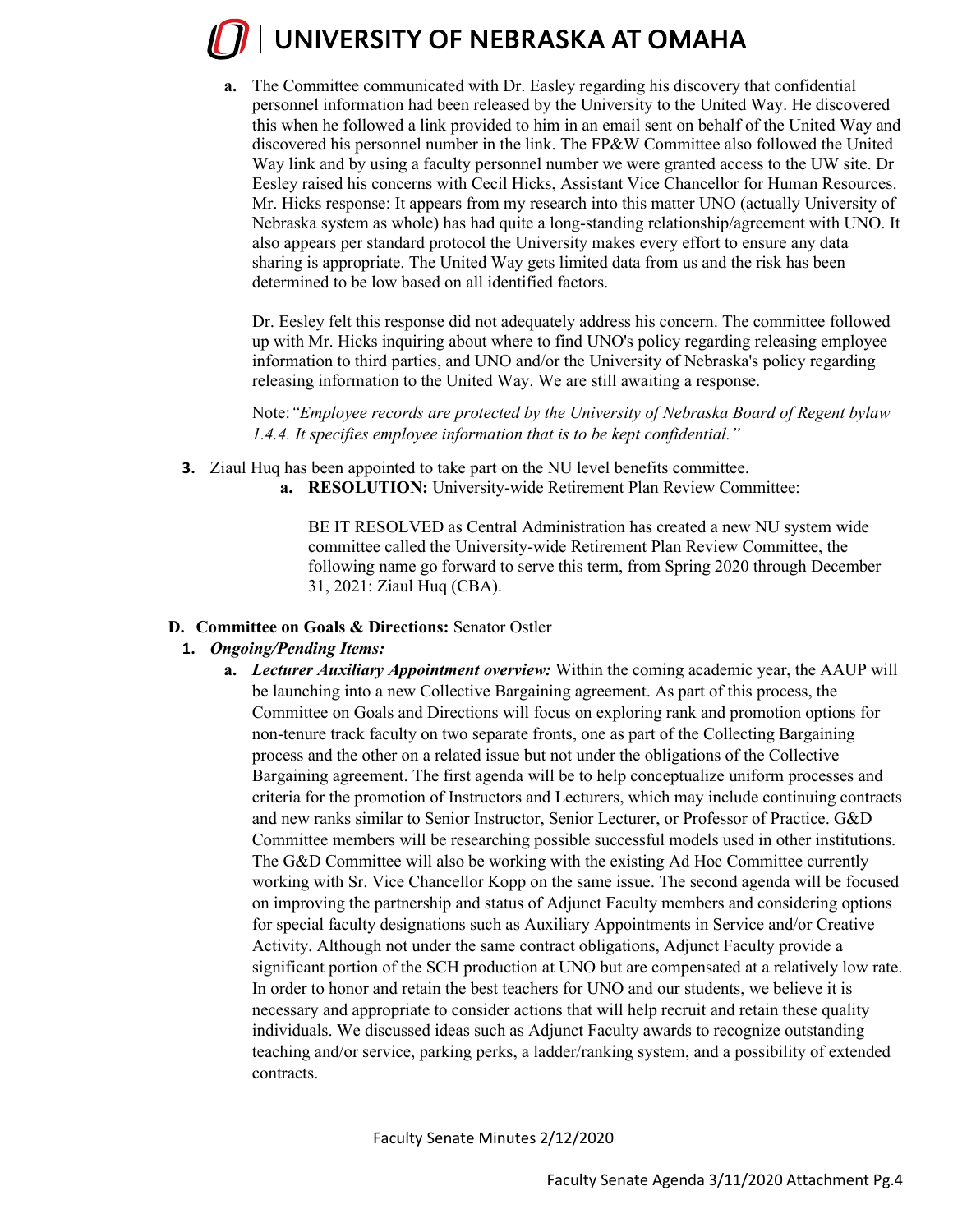a. The Committee communicated with Dr. Easley regarding his discovery that confidential personnel information had been released by the University to the United Way. He discovered this when he followed a link provided to him in an email sent on behalf of the United Way and discovered his personnel number in the link. The FP&W Committee also followed the United Way link and by using a faculty personnel number we were granted access to the UW site. Dr Eesley raised his concerns with Cecil Hicks, Assistant Vice Chancellor for Human Resources. Mr. Hicks response: It appears from my research into this matter UNO (actually University of Nebraska system as whole) has had quite a long-standing relationship/agreement with UNO. It also appears per standard protocol the University makes every effort to ensure any data sharing is appropriate. The United Way gets limited data from us and the risk has been determined to be low based on all identified factors.

   Dr. Eesley felt this response did not adequately address his concern. The committee followed up with Mr. Hicks inquiring about where to find UNO's policy regarding releasing employee information to third parties, and UNO and/or the University of Nebraska's policy regarding releasing information to the United Way. We are still awaiting a response.

   Note: *"Employee records are protected by the University of Nebraska Board of Regent bylaw 1.4.4. It specifies employee information that is to be kept confidential."*

3. Ziaul Huq has been appointed to take part on the NU level benefits committee.
   a. **RESOLUTION:** University-wide Retirement Plan Review Committee:

      BE IT RESOLVED as Central Administration has created a new NU system wide committee called the University-wide Retirement Plan Review Committee, the following name go forward to serve this term, from Spring 2020 through December 31, 2021: Ziaul Huq (CBA).

**D. Committee on Goals & Directions:** Senator Ostler

1. ***Ongoing/Pending Items:***
   a. ***Lecturer Auxiliary Appointment overview:*** Within the coming academic year, the AAUP will be launching into a new Collective Bargaining agreement. As part of this process, the Committee on Goals and Directions will focus on exploring rank and promotion options for non-tenure track faculty on two separate fronts, one as part of the Collecting Bargaining process and the other on a related issue but not under the obligations of the Collective Bargaining agreement. The first agenda will be to help conceptualize uniform processes and criteria for the promotion of Instructors and Lecturers, which may include continuing contracts and new ranks similar to Senior Instructor, Senior Lecturer, or Professor of Practice. G&D Committee members will be researching possible successful models used in other institutions. The G&D Committee will also be working with the existing Ad Hoc Committee currently working with Sr. Vice Chancellor Kopp on the same issue. The second agenda will be focused on improving the partnership and status of Adjunct Faculty members and considering options for special faculty designations such as Auxiliary Appointments in Service and/or Creative Activity. Although not under the same contract obligations, Adjunct Faculty provide a significant portion of the SCH production at UNO but are compensated at a relatively low rate. In order to honor and retain the best teachers for UNO and our students, we believe it is necessary and appropriate to consider actions that will help recruit and retain these quality individuals. We discussed ideas such as Adjunct Faculty awards to recognize outstanding teaching and/or service, parking perks, a ladder/ranking system, and a possibility of extended contracts.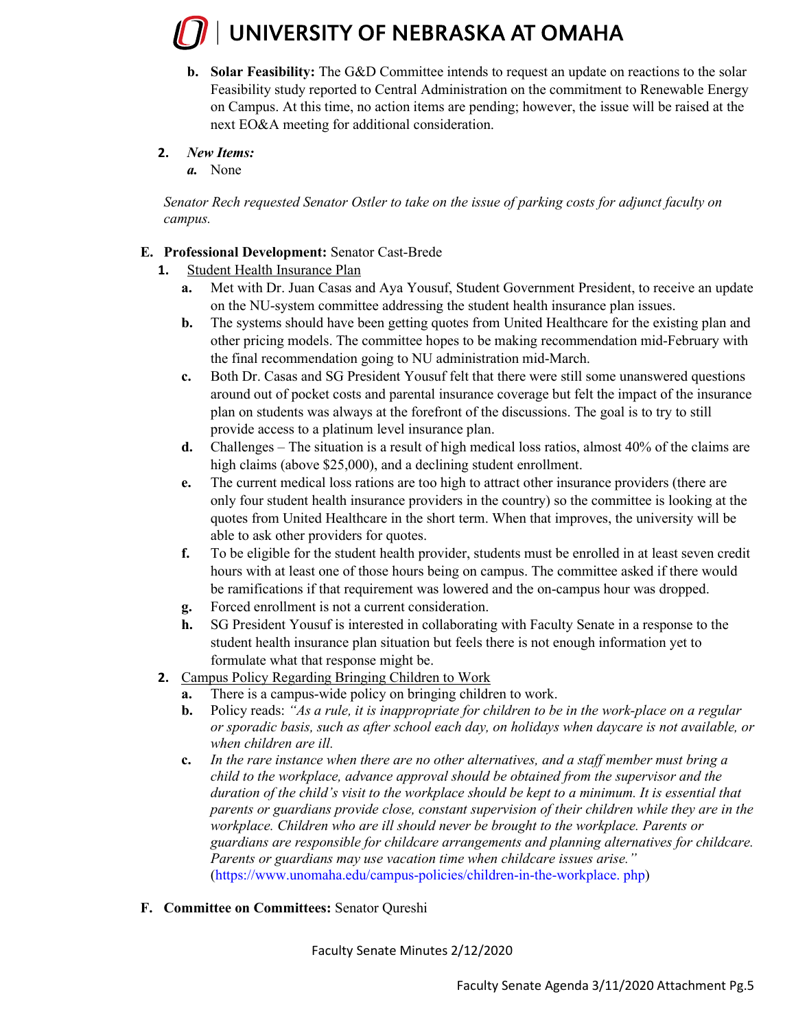b. **Solar Feasibility:** The G&D Committee intends to request an update on reactions to the solar Feasibility study reported to Central Administration on the commitment to Renewable Energy on Campus. At this time, no action items are pending; however, the issue will be raised at the next EO&A meeting for additional consideration.

2. ***New Items:***
   ***a.*** None

*Senator Rech requested Senator Ostler to take on the issue of parking costs for adjunct faculty on campus.*

**E. Professional Development:** Senator Cast-Brede

1. Student Health Insurance Plan
   a. Met with Dr. Juan Casas and Aya Yousuf, Student Government President, to receive an update on the NU-system committee addressing the student health insurance plan issues.
   b. The systems should have been getting quotes from United Healthcare for the existing plan and other pricing models. The committee hopes to be making recommendation mid-February with the final recommendation going to NU administration mid-March.
   c. Both Dr. Casas and SG President Yousuf felt that there were still some unanswered questions around out of pocket costs and parental insurance coverage but felt the impact of the insurance plan on students was always at the forefront of the discussions. The goal is to try to still provide access to a platinum level insurance plan.
   d. Challenges – The situation is a result of high medical loss ratios, almost 40% of the claims are high claims (above $25,000), and a declining student enrollment.
   e. The current medical loss rations are too high to attract other insurance providers (there are only four student health insurance providers in the country) so the committee is looking at the quotes from United Healthcare in the short term. When that improves, the university will be able to ask other providers for quotes.
   f. To be eligible for the student health provider, students must be enrolled in at least seven credit hours with at least one of those hours being on campus. The committee asked if there would be ramifications if that requirement was lowered and the on-campus hour was dropped.
   g. Forced enrollment is not a current consideration.
   h. SG President Yousuf is interested in collaborating with Faculty Senate in a response to the student health insurance plan situation but feels there is not enough information yet to formulate what that response might be.
2. Campus Policy Regarding Bringing Children to Work
   a. There is a campus-wide policy on bringing children to work.
   b. Policy reads: *"As a rule, it is inappropriate for children to be in the work-place on a regular or sporadic basis, such as after school each day, on holidays when daycare is not available, or when children are ill.*
   c. *In the rare instance when there are no other alternatives, and a staff member must bring a child to the workplace, advance approval should be obtained from the supervisor and the duration of the child's visit to the workplace should be kept to a minimum. It is essential that parents or guardians provide close, constant supervision of their children while they are in the workplace. Children who are ill should never be brought to the workplace. Parents or guardians are responsible for childcare arrangements and planning alternatives for childcare. Parents or guardians may use vacation time when childcare issues arise."* (https://www.unomaha.edu/campus-policies/children-in-the-workplace. php)

**F. Committee on Committees:** Senator Qureshi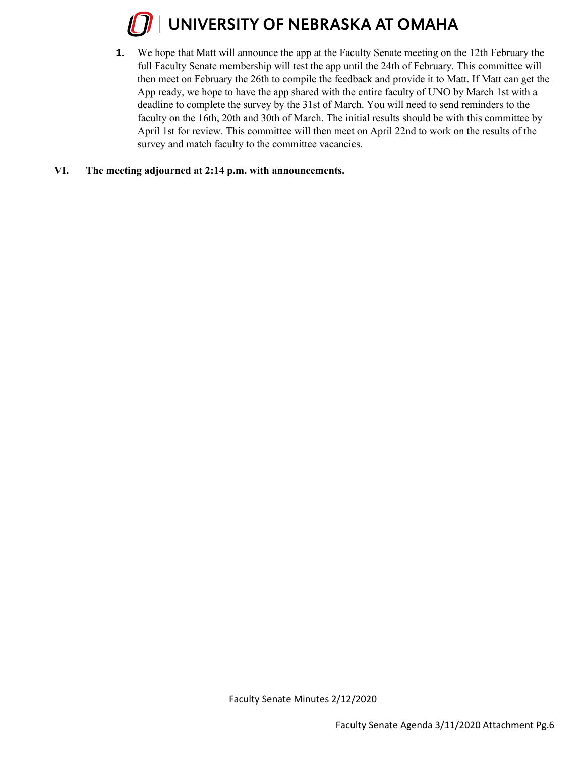1. We hope that Matt will announce the app at the Faculty Senate meeting on the 12th February the full Faculty Senate membership will test the app until the 24th of February. This committee will then meet on February the 26th to compile the feedback and provide it to Matt. If Matt can get the App ready, we hope to have the app shared with the entire faculty of UNO by March 1st with a deadline to complete the survey by the 31st of March. You will need to send reminders to the faculty on the 16th, 20th and 30th of March. The initial results should be with this committee by April 1st for review. This committee will then meet on April 22nd to work on the results of the survey and match faculty to the committee vacancies.

**VI. The meeting adjourned at 2:14 p.m. with announcements.**